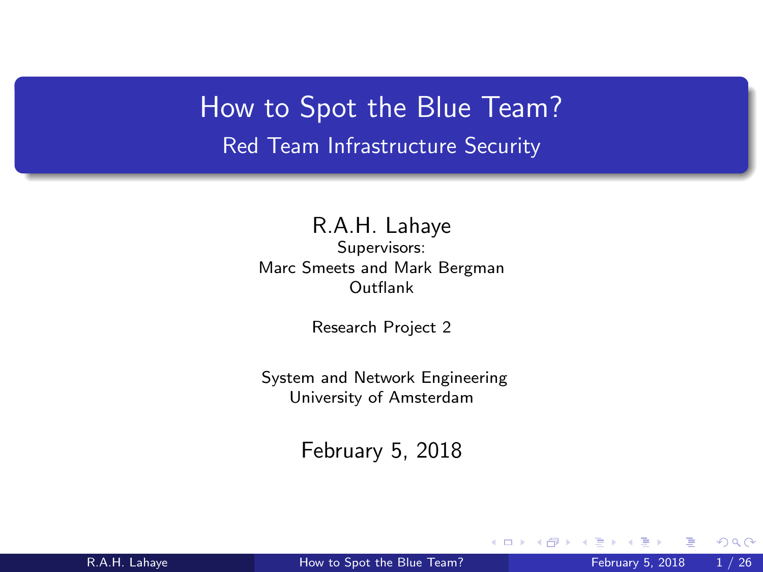# How to Spot the Blue Team?

## Red Team Infrastructure Security

R.A.H. Lahaye

Supervisors:
Marc Smeets and Mark Bergman
Outflank

Research Project 2

System and Network Engineering
University of Amsterdam

February 5, 2018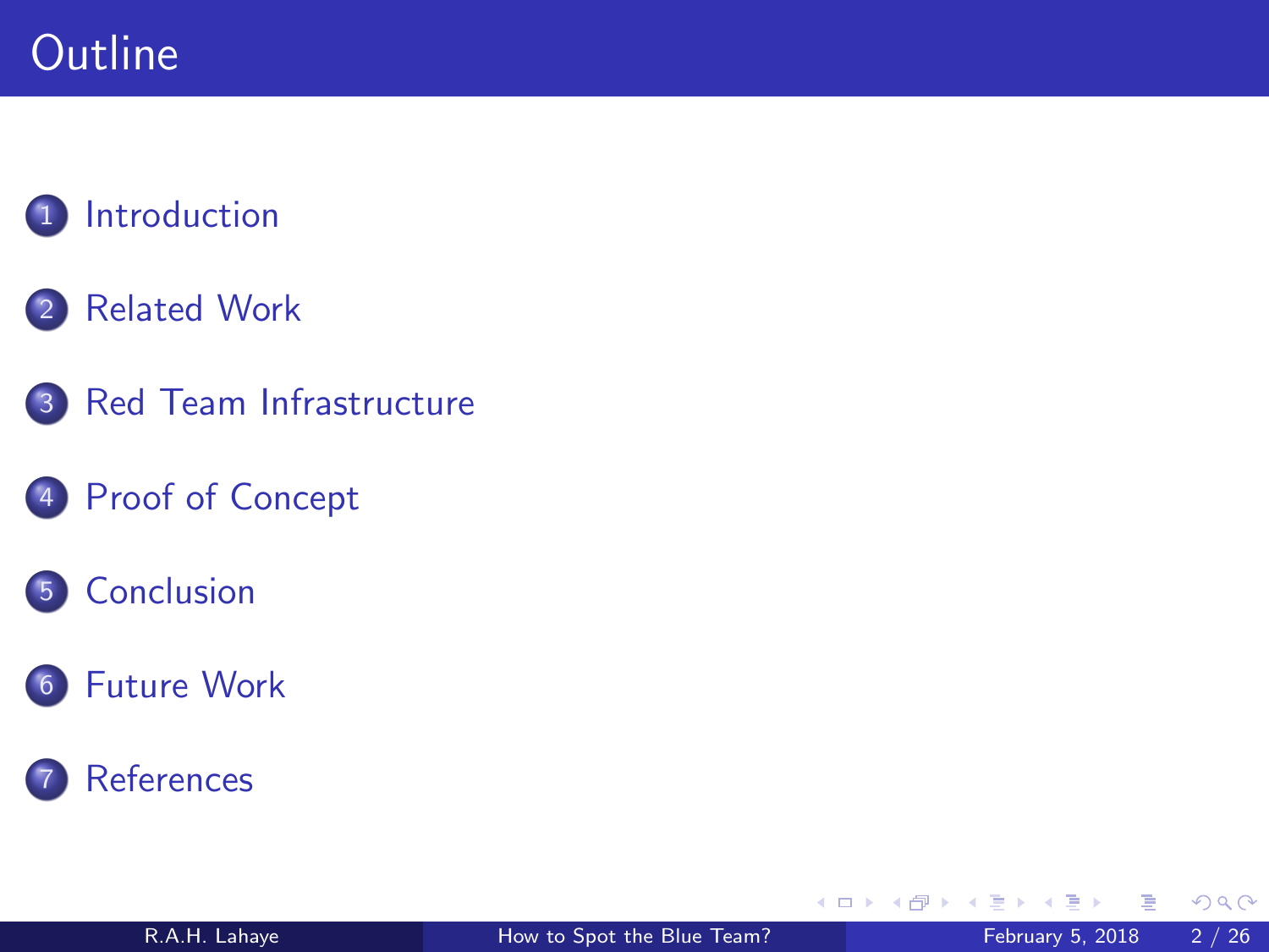# Outline

1. Introduction
2. Related Work
3. Red Team Infrastructure
4. Proof of Concept
5. Conclusion
6. Future Work
7. References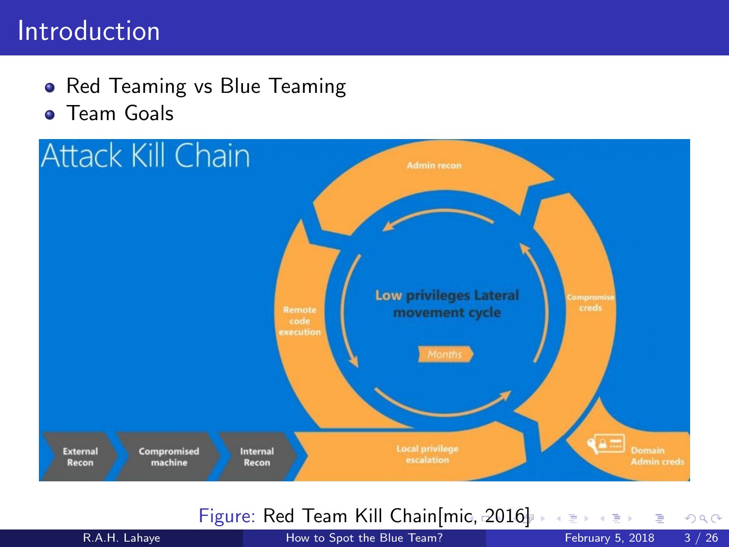# Introduction

- Red Teaming vs Blue Teaming
- Team Goals

Figure: Red Team Kill Chain[mic, 2016]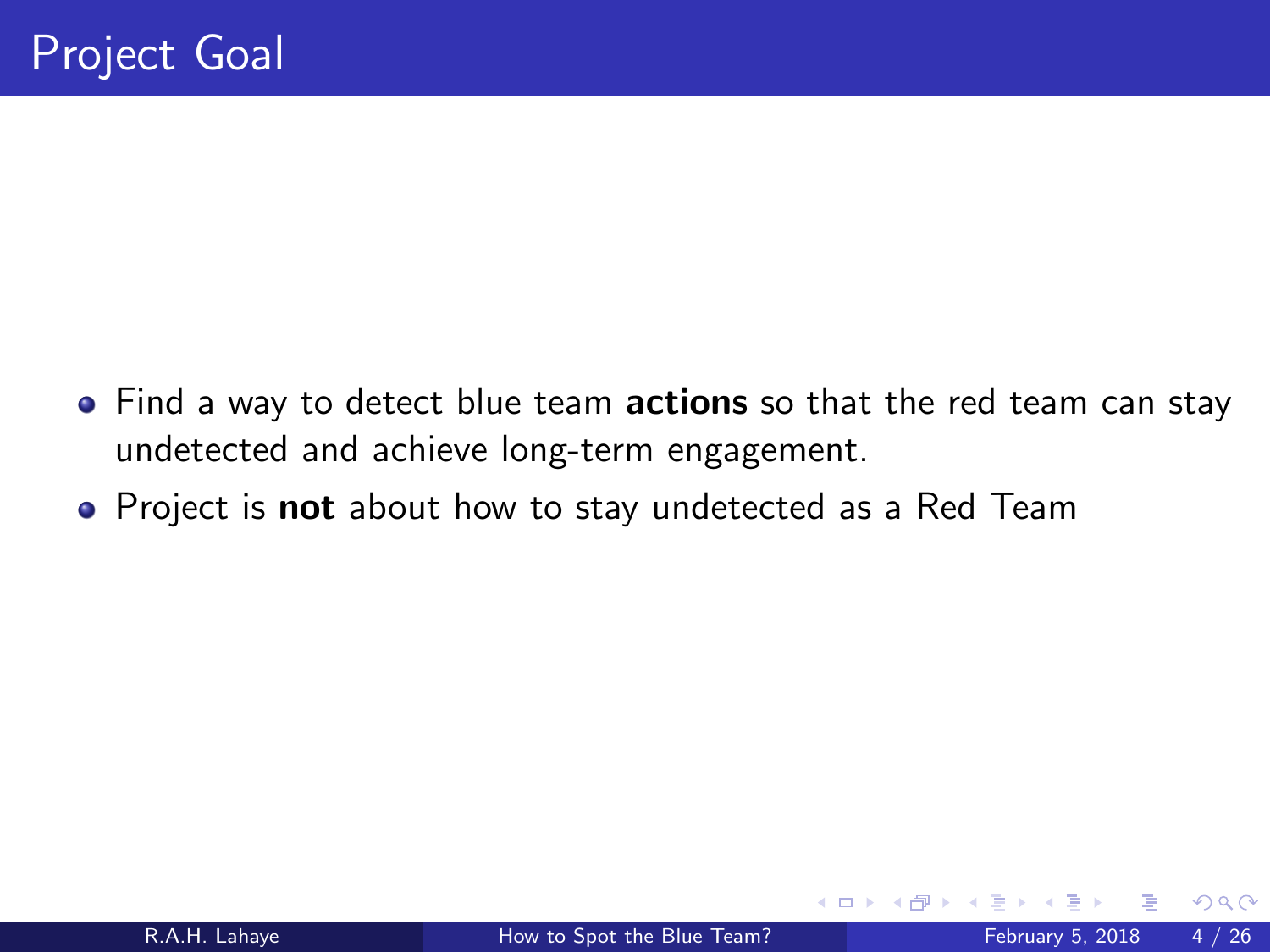# Project Goal

- Find a way to detect blue team **actions** so that the red team can stay undetected and achieve long-term engagement.
- Project is **not** about how to stay undetected as a Red Team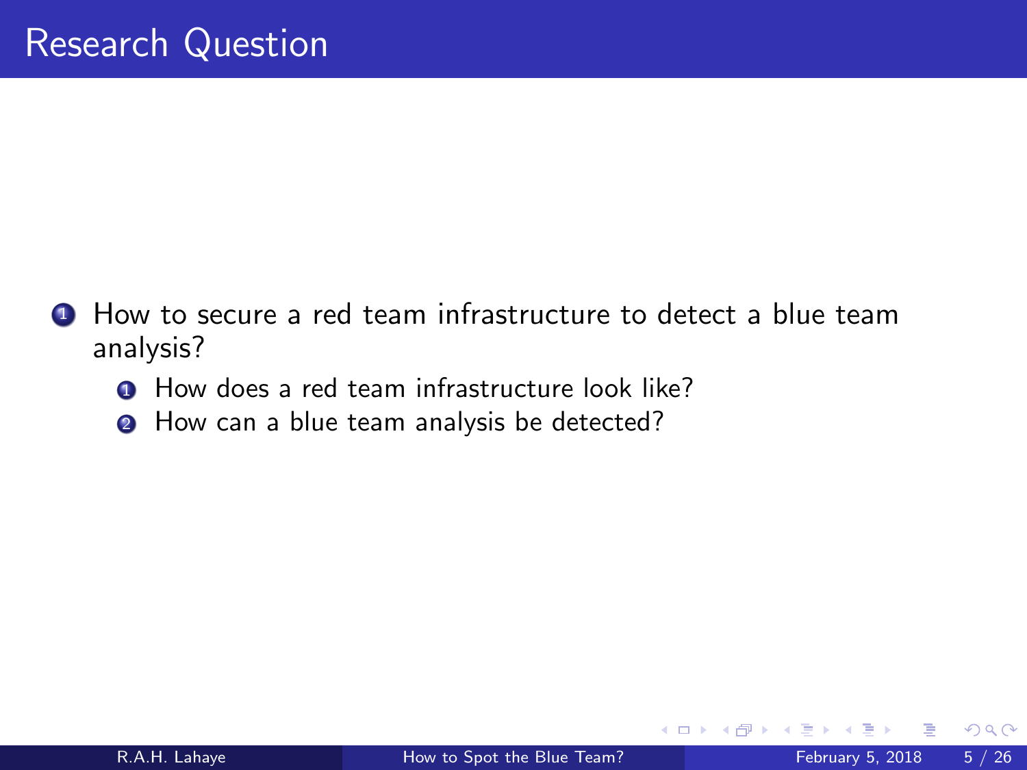# Research Question

1. How to secure a red team infrastructure to detect a blue team analysis?
   1. How does a red team infrastructure look like?
   2. How can a blue team analysis be detected?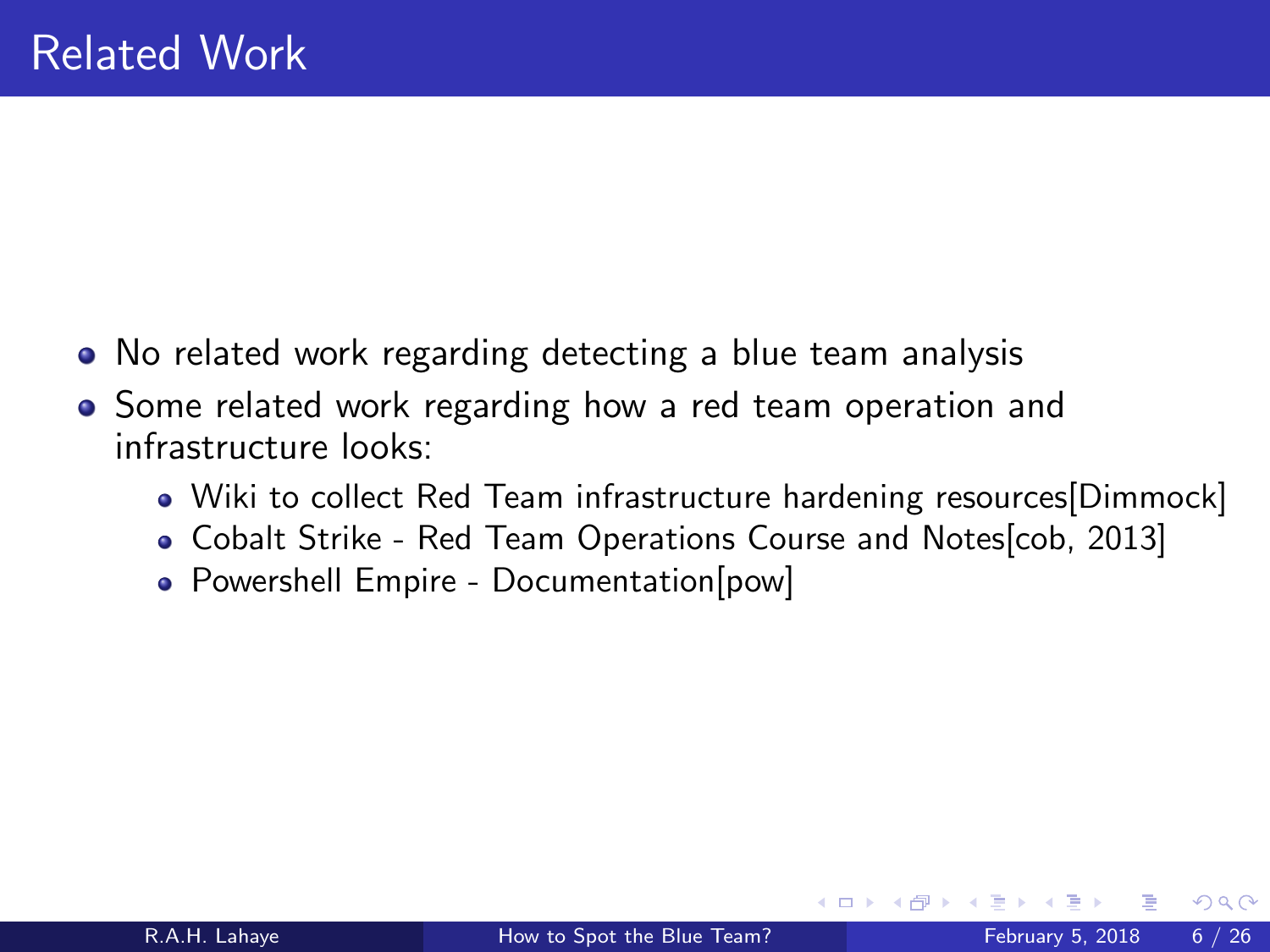# Related Work

- No related work regarding detecting a blue team analysis
- Some related work regarding how a red team operation and infrastructure looks:
  - Wiki to collect Red Team infrastructure hardening resources[Dimmock]
  - Cobalt Strike - Red Team Operations Course and Notes[cob, 2013]
  - Powershell Empire - Documentation[pow]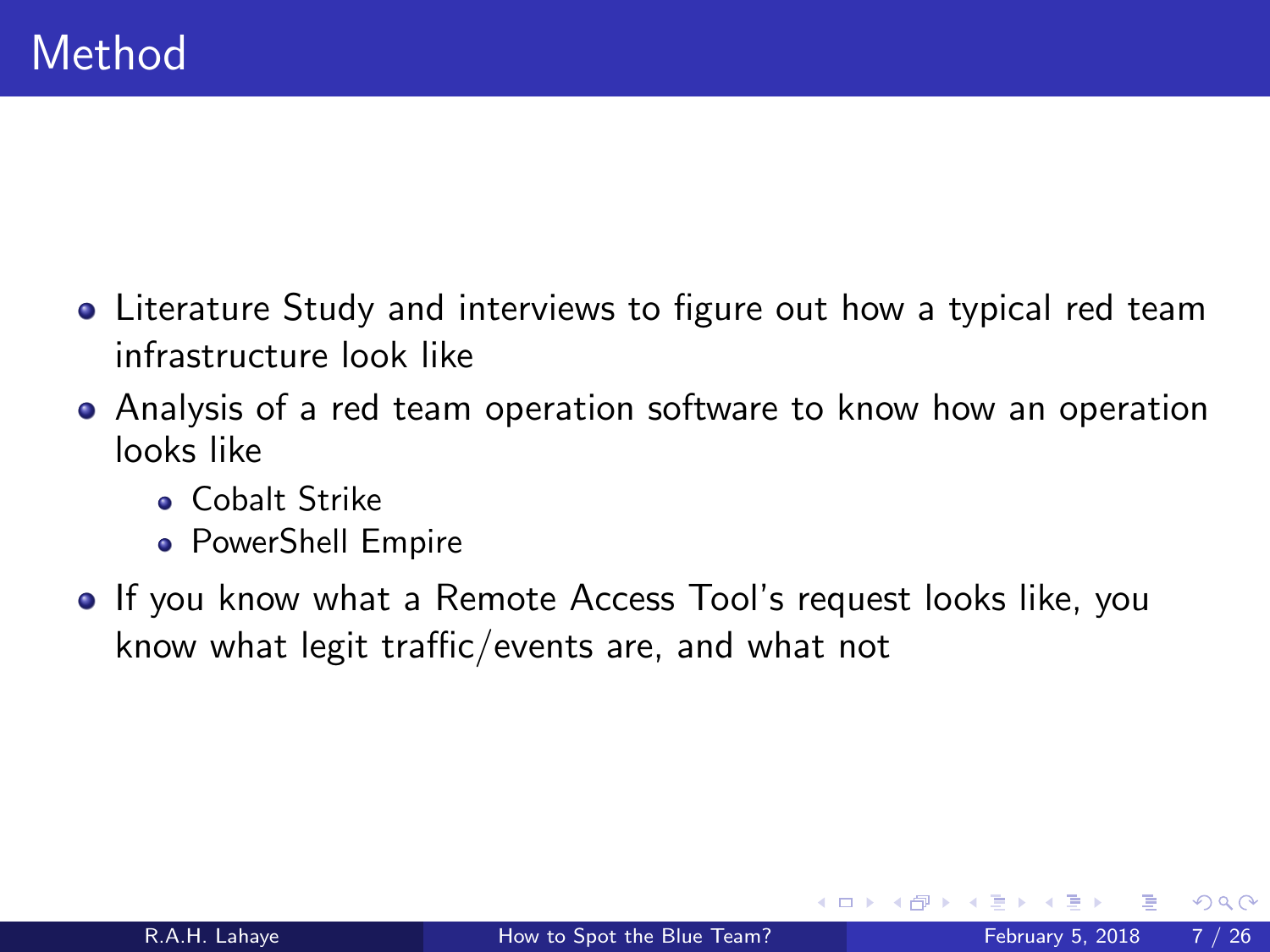# Method

- Literature Study and interviews to figure out how a typical red team infrastructure look like
- Analysis of a red team operation software to know how an operation looks like
  - Cobalt Strike
  - PowerShell Empire
- If you know what a Remote Access Tool's request looks like, you know what legit traffic/events are, and what not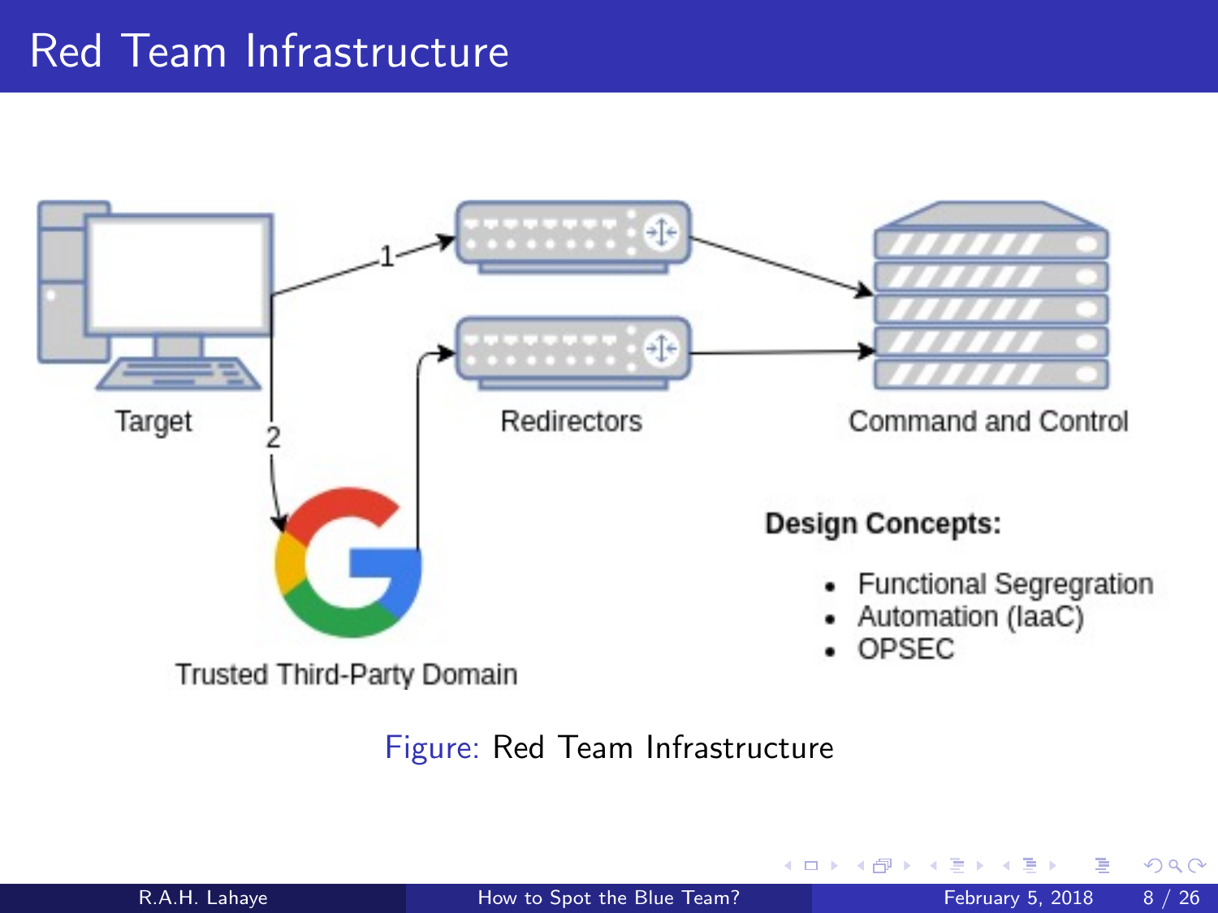# Red Team Infrastructure

Target

Redirectors

Command and Control

Trusted Third-Party Domain

**Design Concepts:**

- Functional Segregration
- Automation (IaaC)
- OPSEC

Figure: Red Team Infrastructure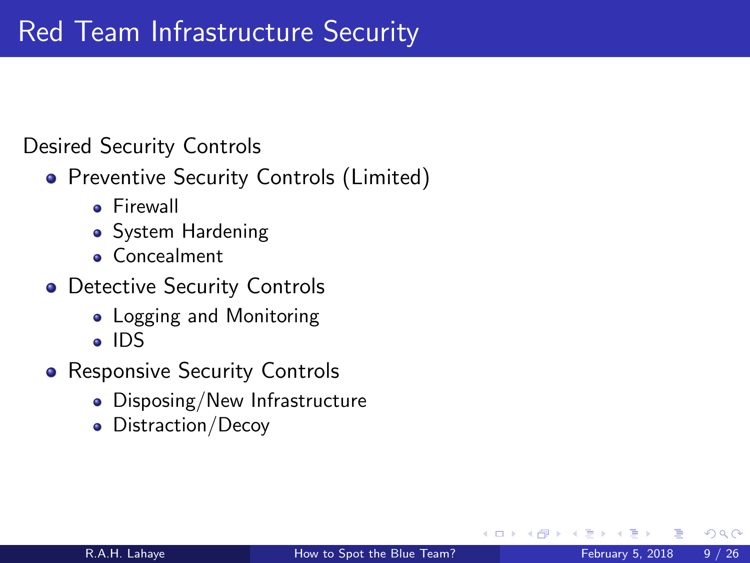# Red Team Infrastructure Security

Desired Security Controls

- Preventive Security Controls (Limited)
  - Firewall
  - System Hardening
  - Concealment
- Detective Security Controls
  - Logging and Monitoring
  - IDS
- Responsive Security Controls
  - Disposing/New Infrastructure
  - Distraction/Decoy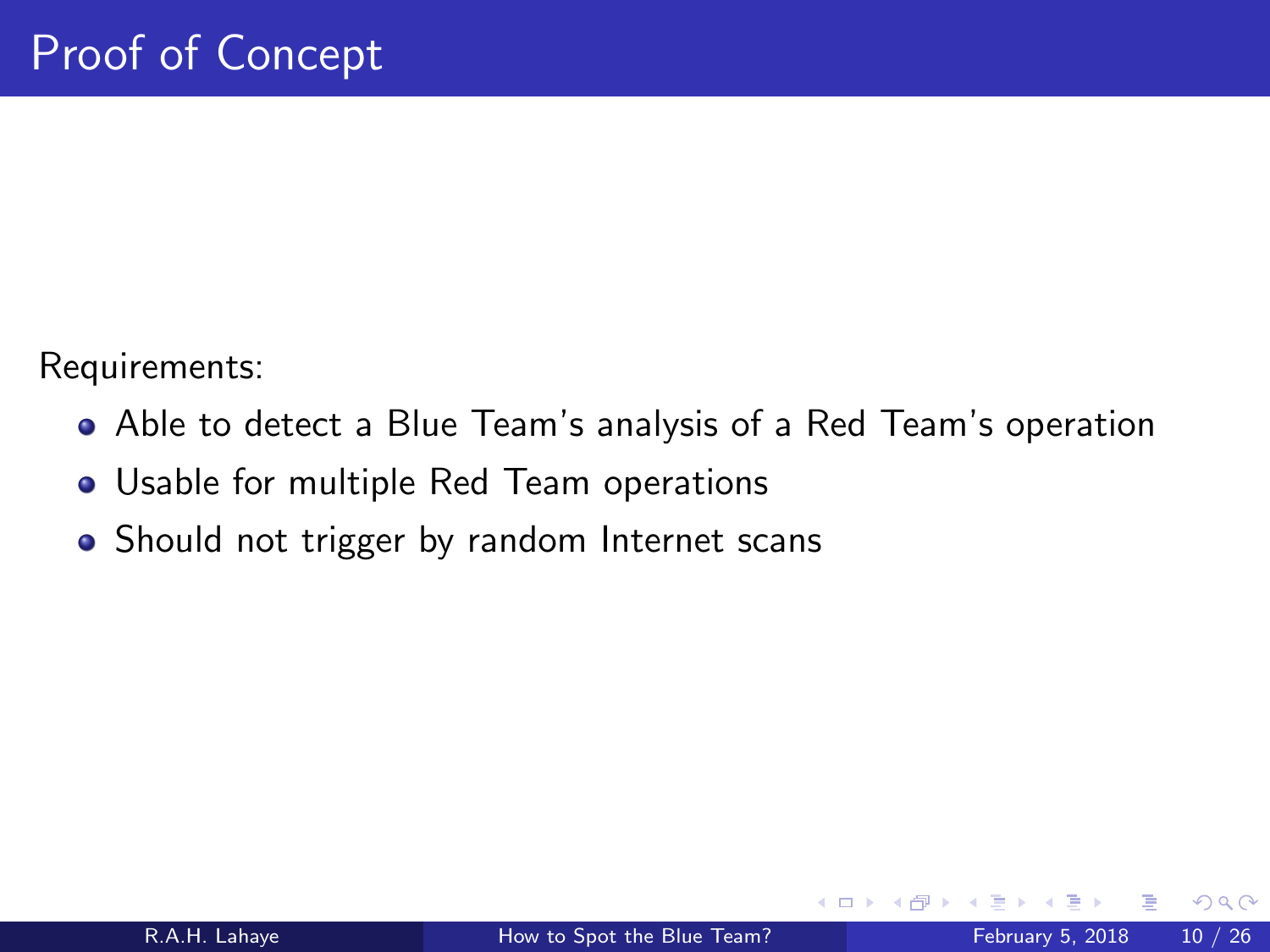# Proof of Concept

Requirements:

- Able to detect a Blue Team's analysis of a Red Team's operation
- Usable for multiple Red Team operations
- Should not trigger by random Internet scans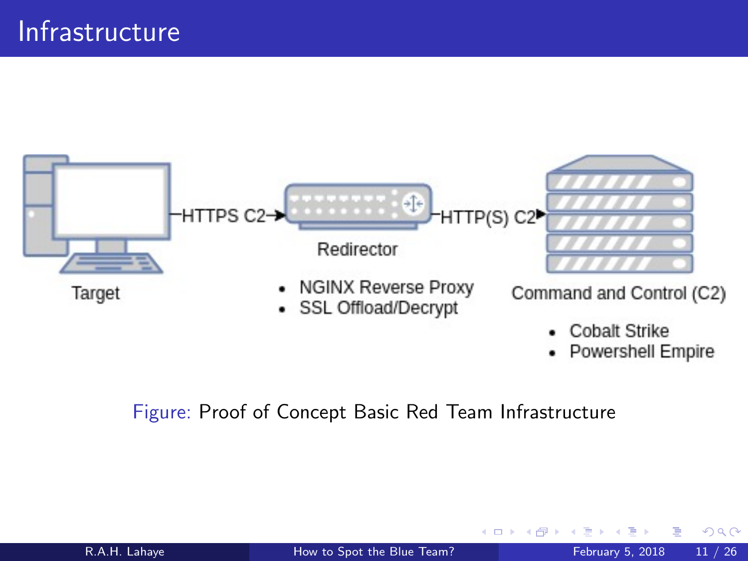# Infrastructure

Target —HTTPS C2→ Redirector —HTTP(S) C2→ Command and Control (C2)

Redirector

- NGINX Reverse Proxy
- SSL Offload/Decrypt

Command and Control (C2)

- Cobalt Strike
- Powershell Empire

Figure: Proof of Concept Basic Red Team Infrastructure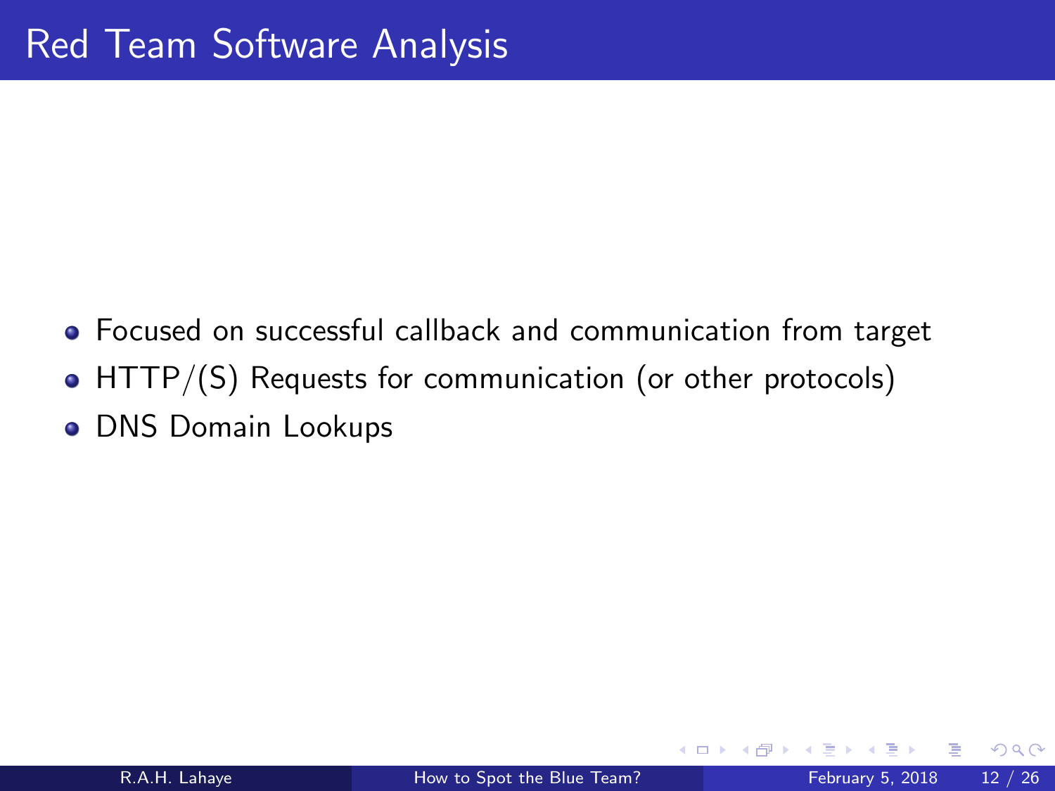# Red Team Software Analysis

- Focused on successful callback and communication from target
- HTTP/(S) Requests for communication (or other protocols)
- DNS Domain Lookups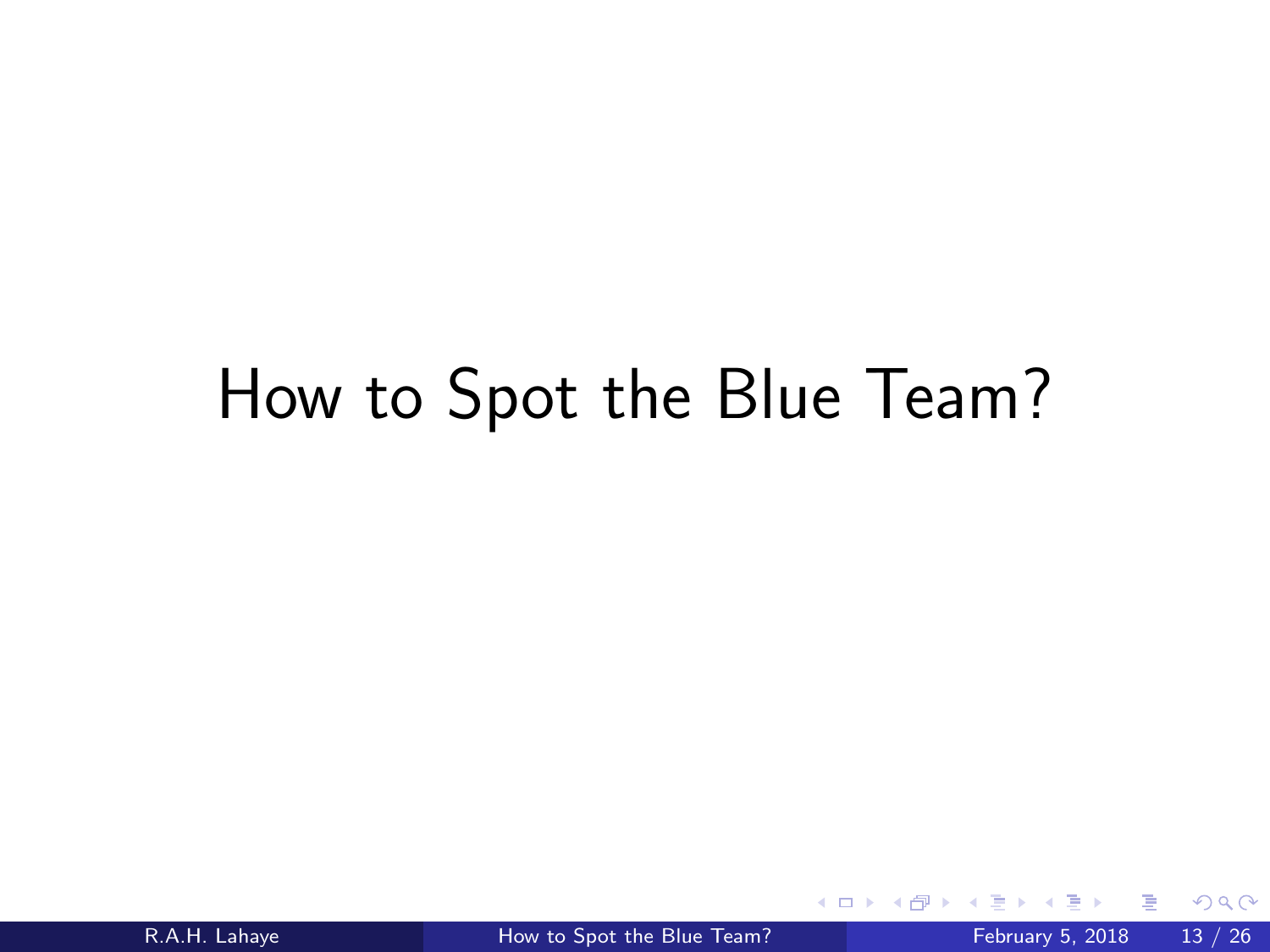# How to Spot the Blue Team?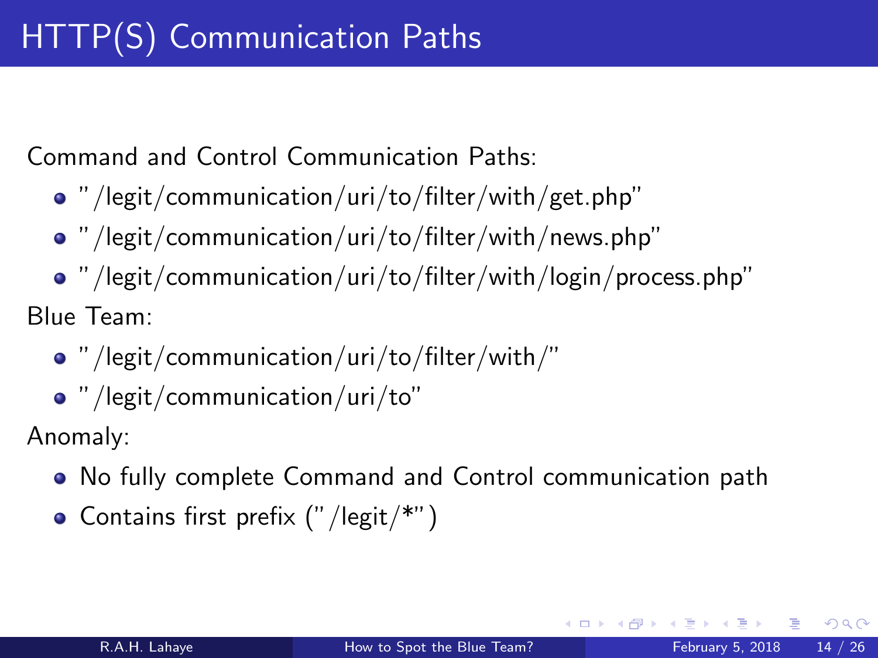# HTTP(S) Communication Paths

Command and Control Communication Paths:

- "/legit/communication/uri/to/filter/with/get.php"
- "/legit/communication/uri/to/filter/with/news.php"
- "/legit/communication/uri/to/filter/with/login/process.php"

Blue Team:

- "/legit/communication/uri/to/filter/with/"
- "/legit/communication/uri/to"

Anomaly:

- No fully complete Command and Control communication path
- Contains first prefix ("/legit/*")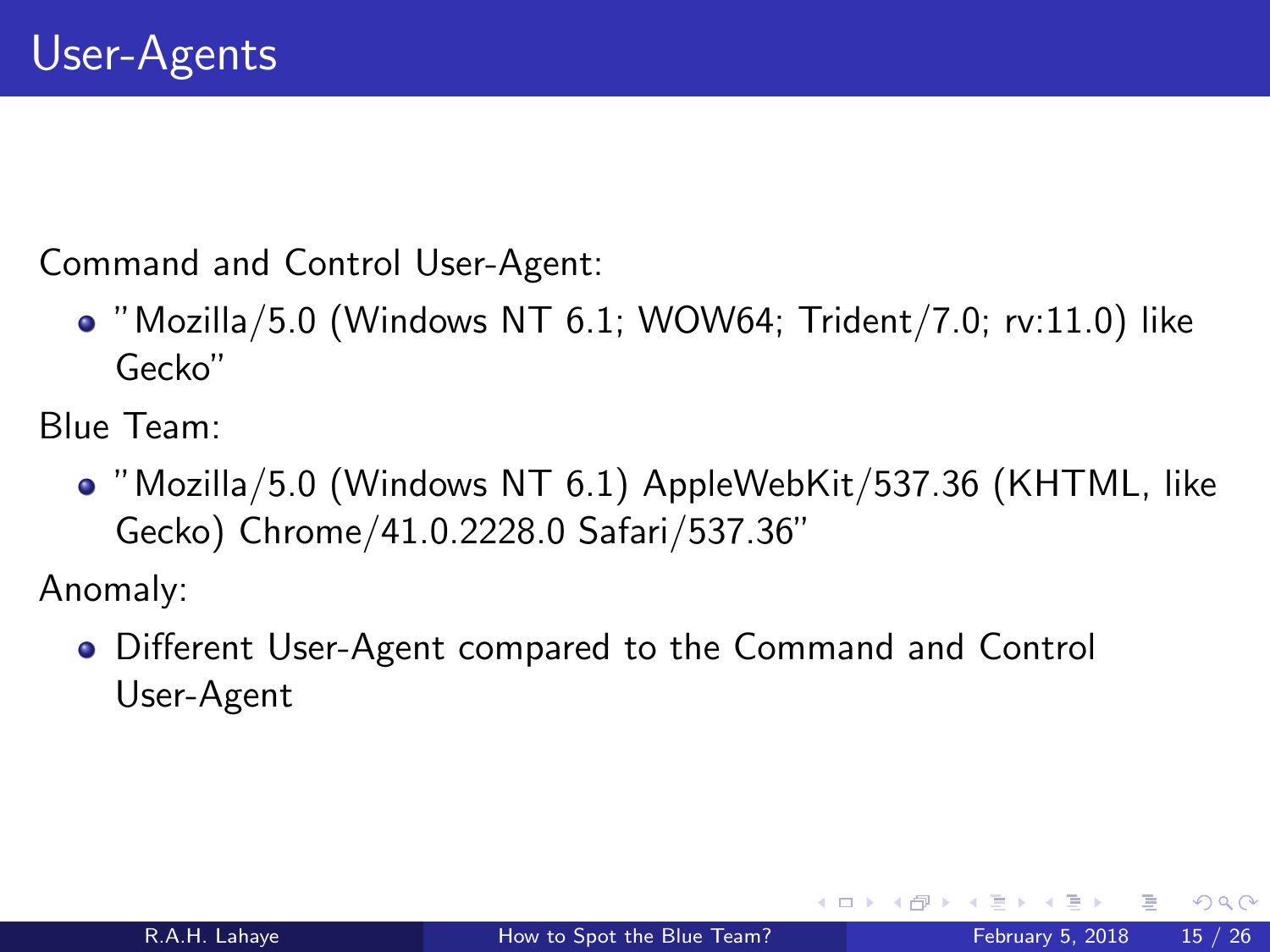# User-Agents

Command and Control User-Agent:

- "Mozilla/5.0 (Windows NT 6.1; WOW64; Trident/7.0; rv:11.0) like Gecko"

Blue Team:

- "Mozilla/5.0 (Windows NT 6.1) AppleWebKit/537.36 (KHTML, like Gecko) Chrome/41.0.2228.0 Safari/537.36"

Anomaly:

- Different User-Agent compared to the Command and Control User-Agent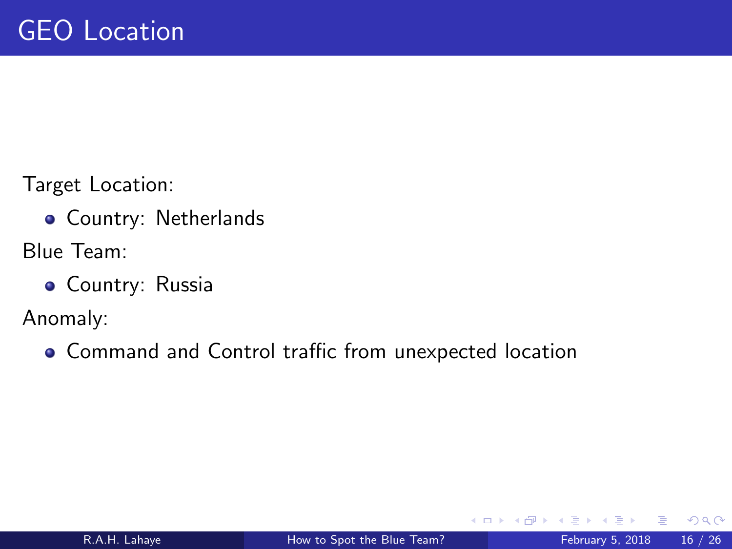# GEO Location

Target Location:

- Country: Netherlands

Blue Team:

- Country: Russia

Anomaly:

- Command and Control traffic from unexpected location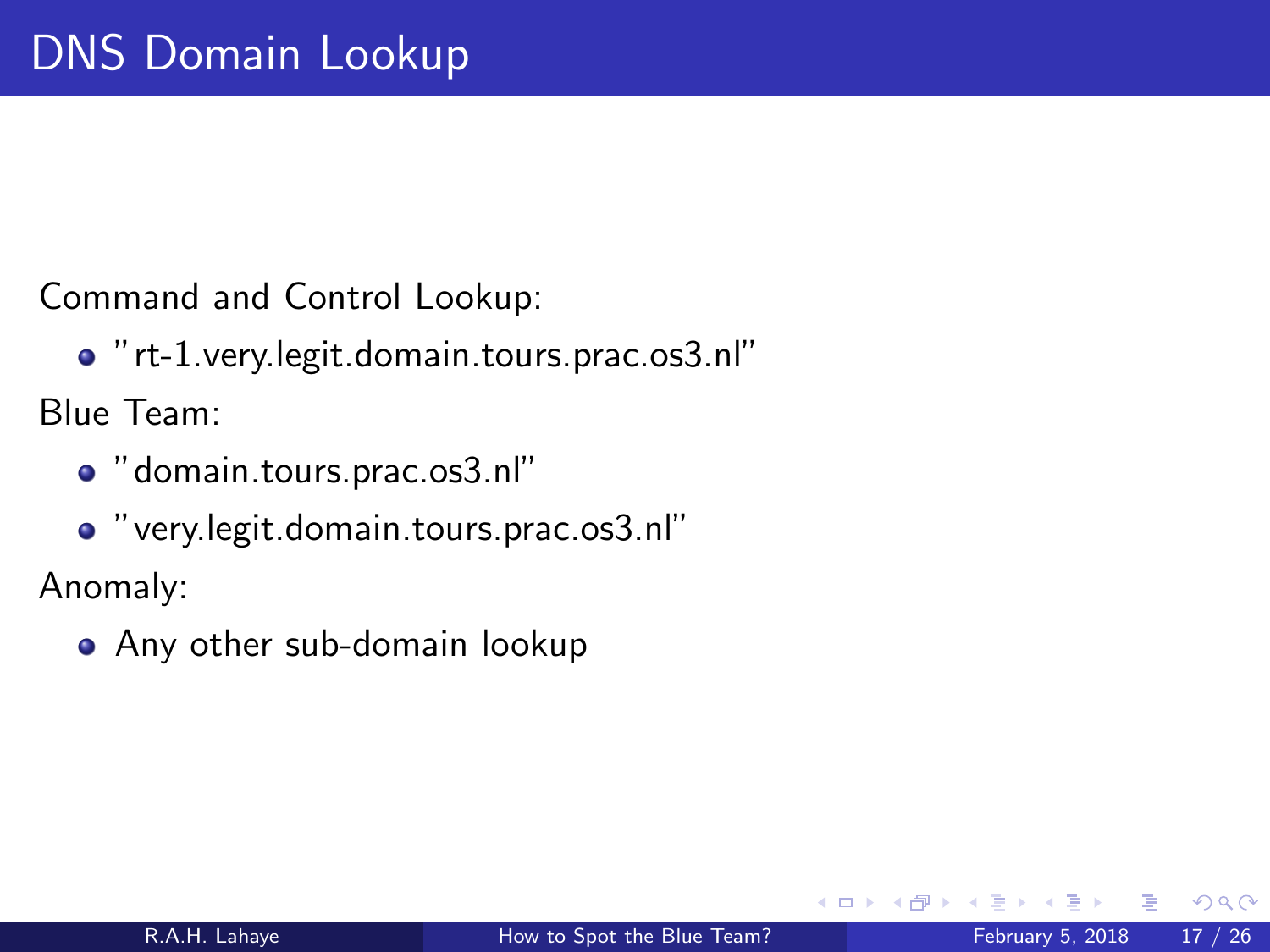# DNS Domain Lookup

Command and Control Lookup:

- "rt-1.very.legit.domain.tours.prac.os3.nl"

Blue Team:

- "domain.tours.prac.os3.nl"
- "very.legit.domain.tours.prac.os3.nl"

Anomaly:

- Any other sub-domain lookup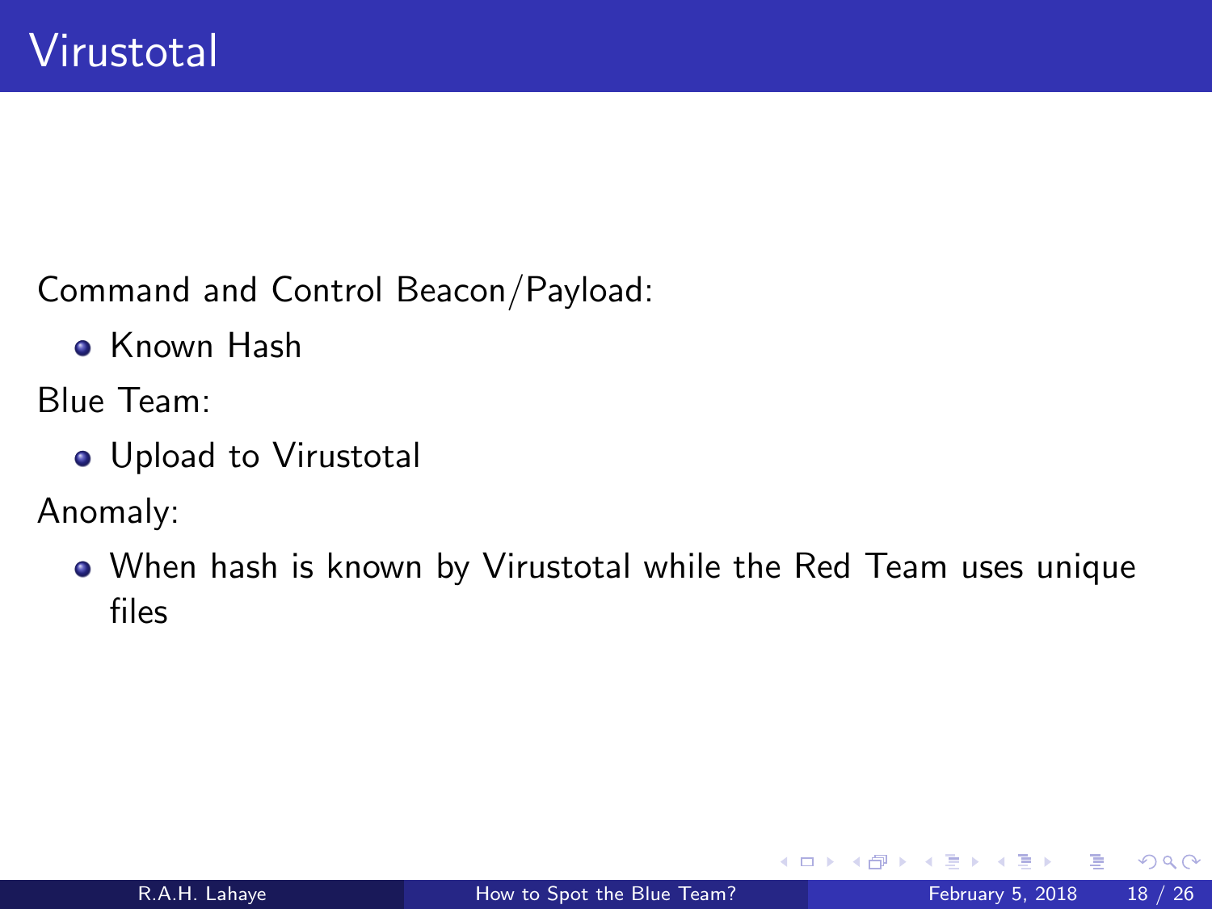# Virustotal

Command and Control Beacon/Payload:

- Known Hash

Blue Team:

- Upload to Virustotal

Anomaly:

- When hash is known by Virustotal while the Red Team uses unique files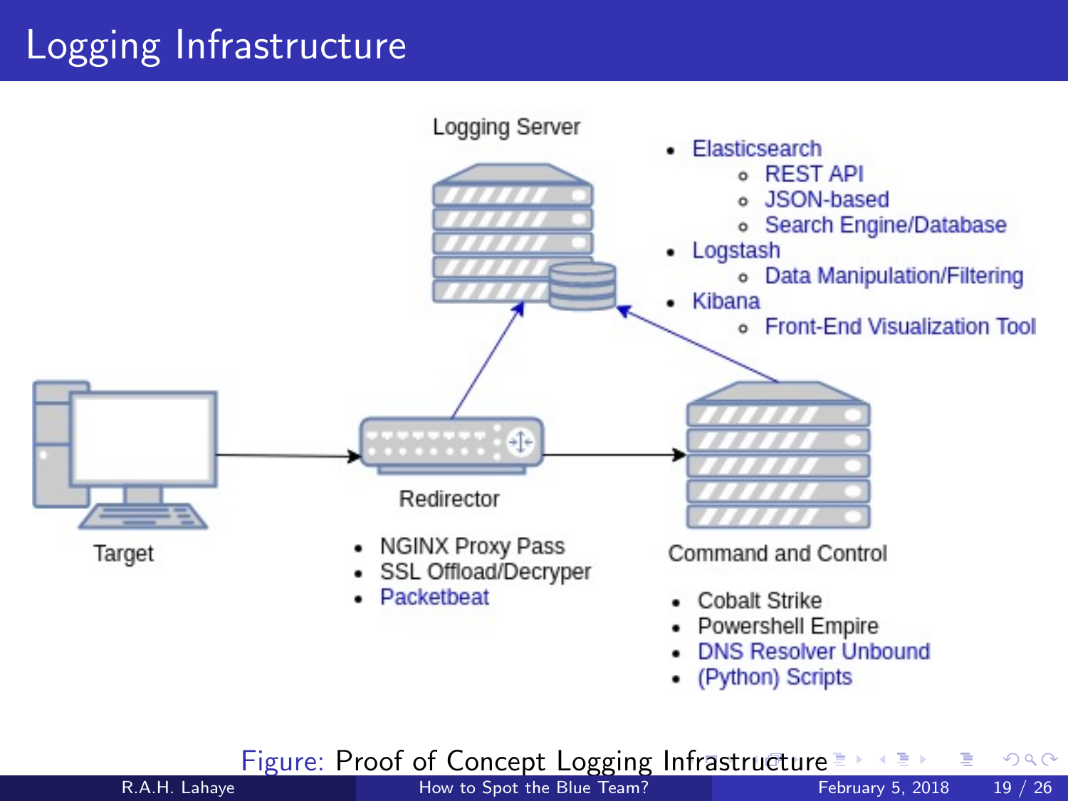# Logging Infrastructure

Logging Server

- Elasticsearch
  - REST API
  - JSON-based
  - Search Engine/Database
- Logstash
  - Data Manipulation/Filtering
- Kibana
  - Front-End Visualization Tool

Target

Redirector

- NGINX Proxy Pass
- SSL Offload/Decryper
- Packetbeat

Command and Control

- Cobalt Strike
- Powershell Empire
- DNS Resolver Unbound
- (Python) Scripts

Figure: Proof of Concept Logging Infrastructure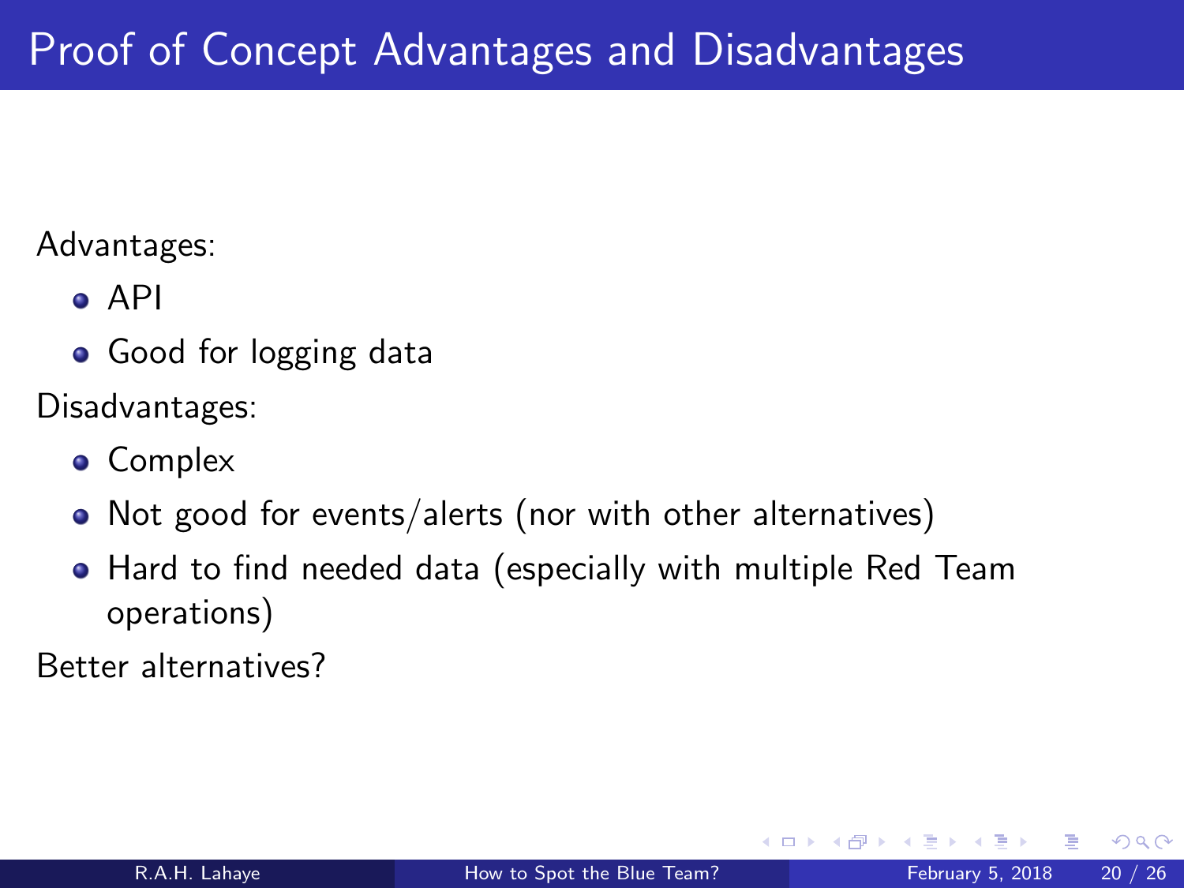# Proof of Concept Advantages and Disadvantages

Advantages:

- API
- Good for logging data

Disadvantages:

- Complex
- Not good for events/alerts (nor with other alternatives)
- Hard to find needed data (especially with multiple Red Team operations)

Better alternatives?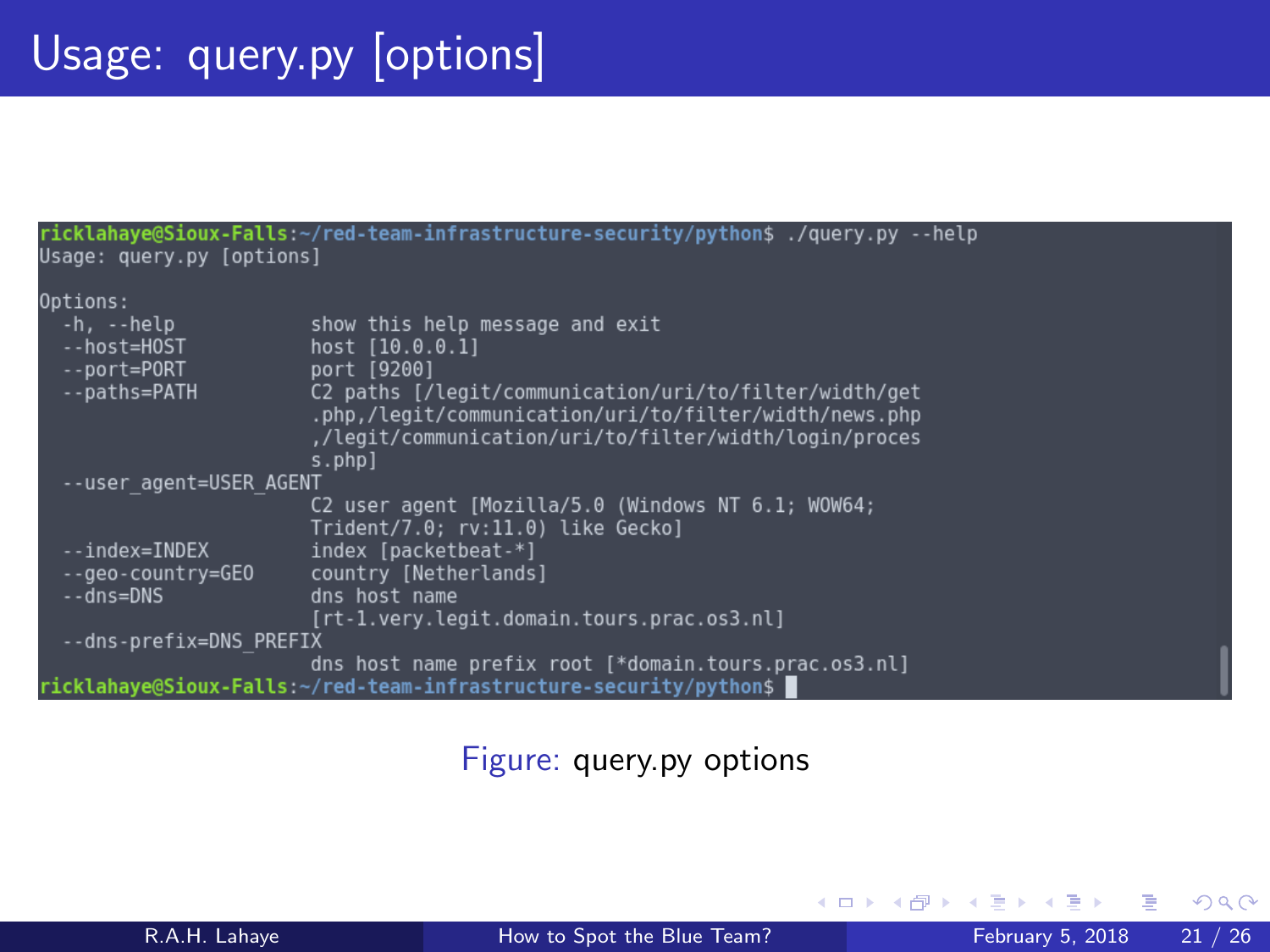# Usage: query.py [options]

```
ricklahaye@Sioux-Falls:~/red-team-infrastructure-security/python$ ./query.py --help
Usage: query.py [options]

Options:
  -h, --help            show this help message and exit
  --host=HOST           host [10.0.0.1]
  --port=PORT           port [9200]
  --paths=PATH          C2 paths [/legit/communication/uri/to/filter/width/get
                        .php,/legit/communication/uri/to/filter/width/news.php
                        ,/legit/communication/uri/to/filter/width/login/proces
                        s.php]
  --user_agent=USER_AGENT
                        C2 user agent [Mozilla/5.0 (Windows NT 6.1; WOW64;
                        Trident/7.0; rv:11.0) like Gecko]
  --index=INDEX         index [packetbeat-*]
  --geo-country=GEO     country [Netherlands]
  --dns=DNS             dns host name
                        [rt-1.very.legit.domain.tours.prac.os3.nl]
  --dns-prefix=DNS_PREFIX
                        dns host name prefix root [*domain.tours.prac.os3.nl]
ricklahaye@Sioux-Falls:~/red-team-infrastructure-security/python$
```

Figure: query.py options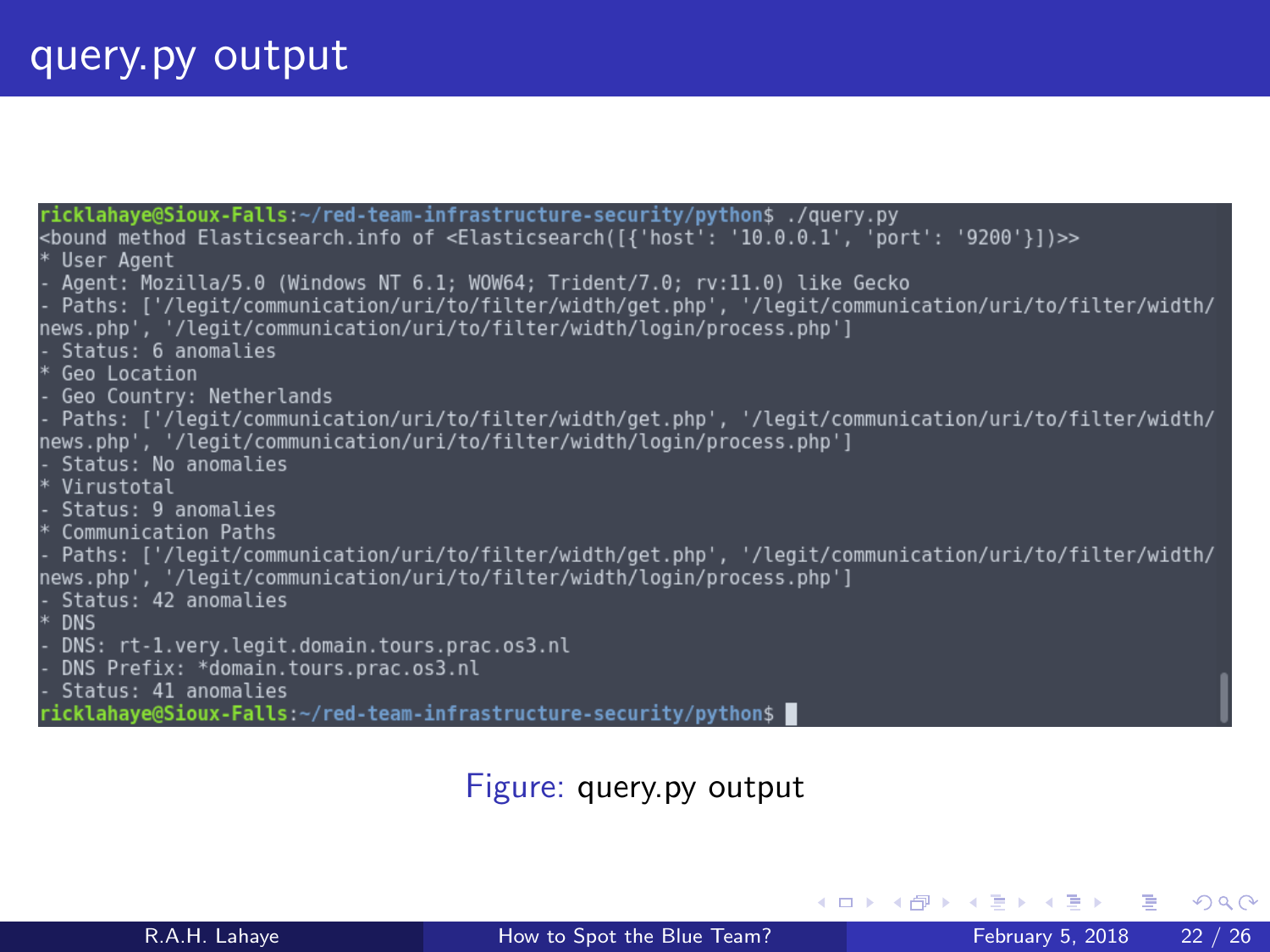# query.py output

```
ricklahaye@Sioux-Falls:~/red-team-infrastructure-security/python$ ./query.py
<bound method Elasticsearch.info of <Elasticsearch([{'host': '10.0.0.1', 'port': '9200'}])>>
* User Agent
- Agent: Mozilla/5.0 (Windows NT 6.1; WOW64; Trident/7.0; rv:11.0) like Gecko
- Paths: ['/legit/communication/uri/to/filter/width/get.php', '/legit/communication/uri/to/filter/width/news.php', '/legit/communication/uri/to/filter/width/login/process.php']
- Status: 6 anomalies
* Geo Location
- Geo Country: Netherlands
- Paths: ['/legit/communication/uri/to/filter/width/get.php', '/legit/communication/uri/to/filter/width/news.php', '/legit/communication/uri/to/filter/width/login/process.php']
- Status: No anomalies
* Virustotal
- Status: 9 anomalies
* Communication Paths
- Paths: ['/legit/communication/uri/to/filter/width/get.php', '/legit/communication/uri/to/filter/width/news.php', '/legit/communication/uri/to/filter/width/login/process.php']
- Status: 42 anomalies
* DNS
- DNS: rt-1.very.legit.domain.tours.prac.os3.nl
- DNS Prefix: *domain.tours.prac.os3.nl
- Status: 41 anomalies
ricklahaye@Sioux-Falls:~/red-team-infrastructure-security/python$
```

Figure: query.py output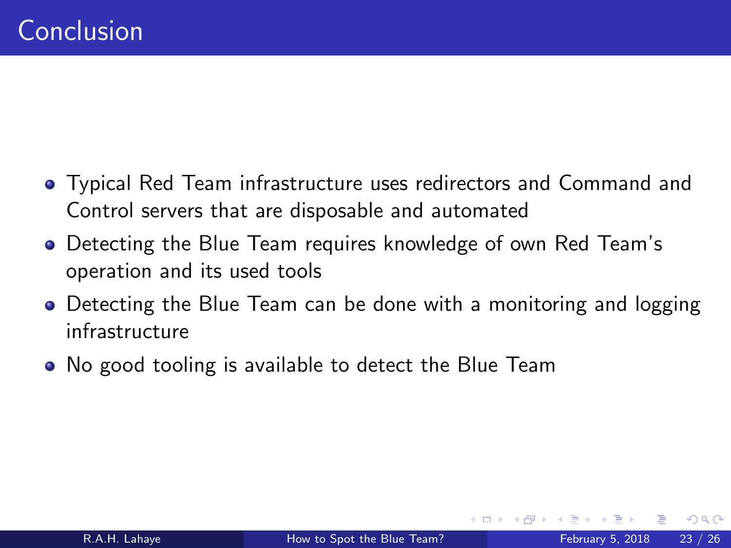# Conclusion

- Typical Red Team infrastructure uses redirectors and Command and Control servers that are disposable and automated
- Detecting the Blue Team requires knowledge of own Red Team's operation and its used tools
- Detecting the Blue Team can be done with a monitoring and logging infrastructure
- No good tooling is available to detect the Blue Team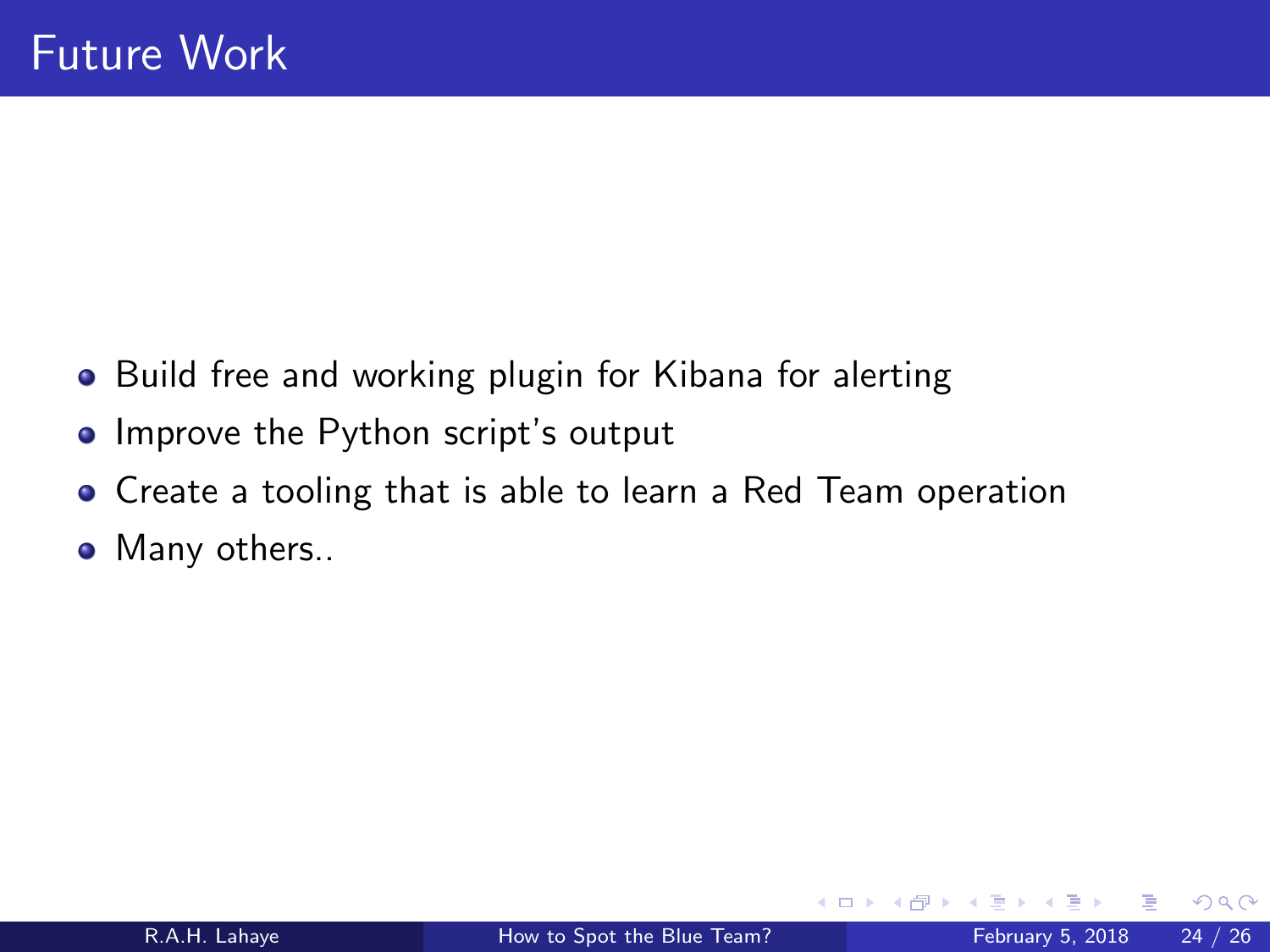# Future Work

- Build free and working plugin for Kibana for alerting
- Improve the Python script's output
- Create a tooling that is able to learn a Red Team operation
- Many others..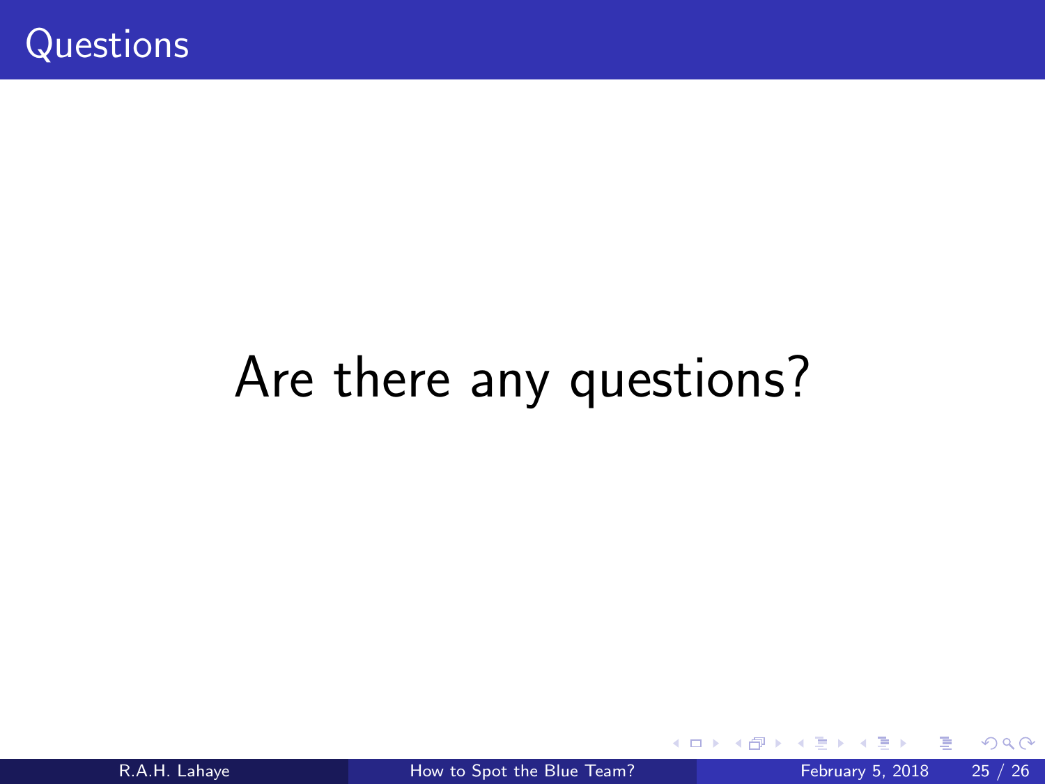# Questions

Are there any questions?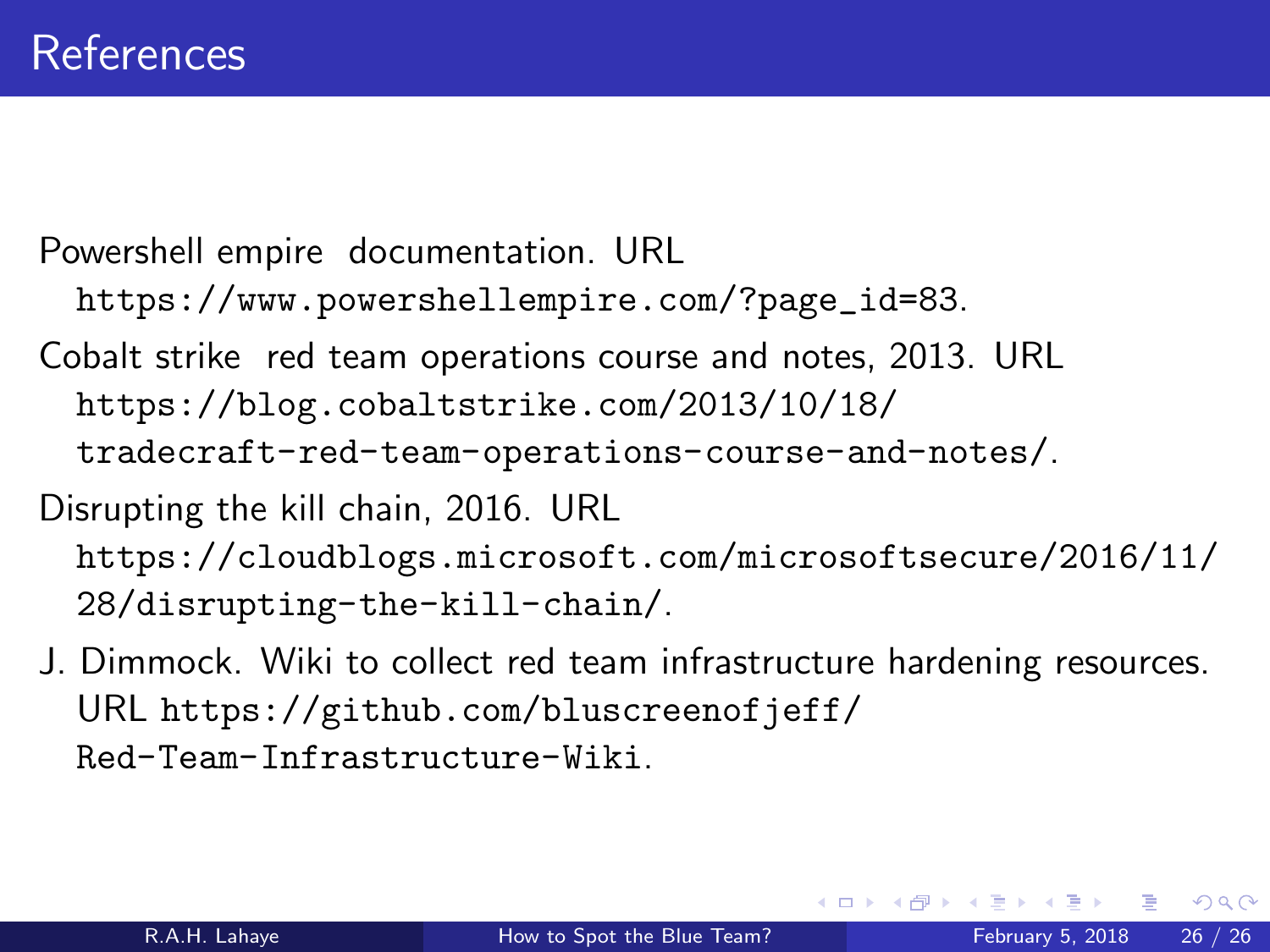# References

Powershell empire documentation. URL https://www.powershellempire.com/?page_id=83.

Cobalt strike red team operations course and notes, 2013. URL https://blog.cobaltstrike.com/2013/10/18/tradecraft-red-team-operations-course-and-notes/.

Disrupting the kill chain, 2016. URL https://cloudblogs.microsoft.com/microsoftsecure/2016/11/28/disrupting-the-kill-chain/.

J. Dimmock. Wiki to collect red team infrastructure hardening resources. URL https://github.com/bluscreenofjeff/Red-Team-Infrastructure-Wiki.